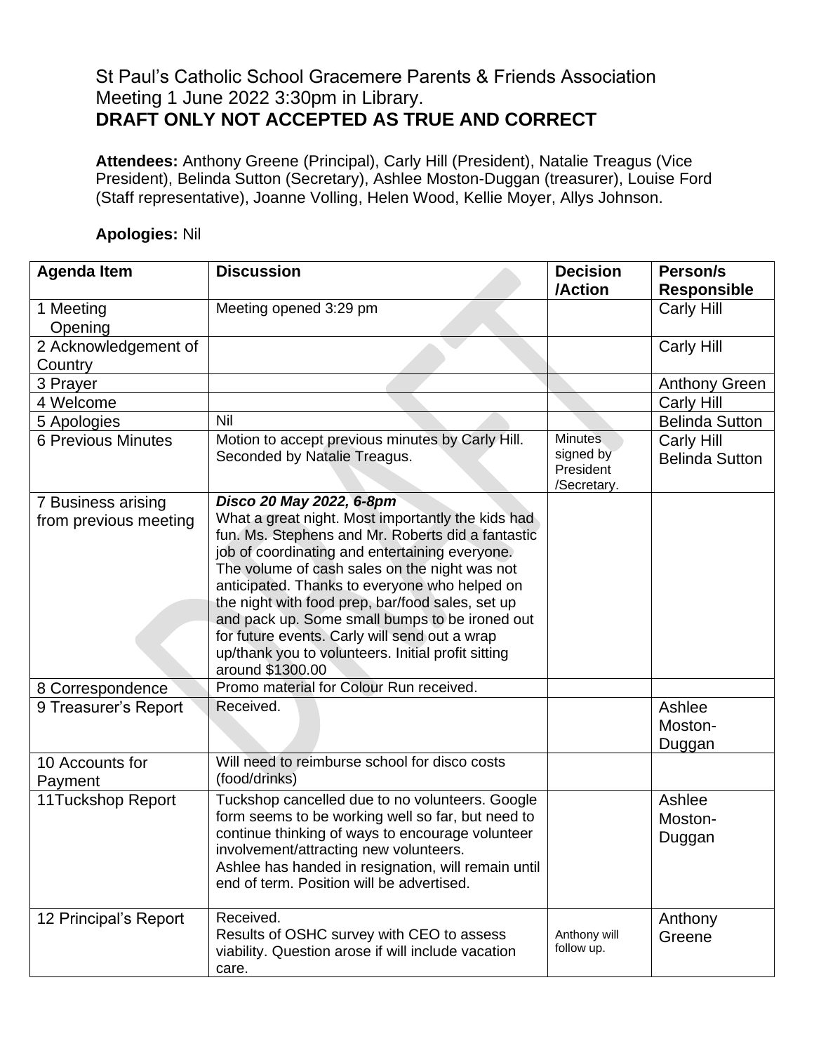St Paul's Catholic School Gracemere Parents & Friends Association
Meeting 1 June 2022 3:30pm in Library.

**DRAFT ONLY NOT ACCEPTED AS TRUE AND CORRECT**

**Attendees:** Anthony Greene (Principal), Carly Hill (President), Natalie Treagus (Vice President), Belinda Sutton (Secretary), Ashlee Moston-Duggan (treasurer), Louise Ford (Staff representative), Joanne Volling, Helen Wood, Kellie Moyer, Allys Johnson.

**Apologies:** Nil

| Agenda Item | Discussion | Decision /Action | Person/s Responsible |
|---|---|---|---|
| 1 Meeting Opening | Meeting opened 3:29 pm | | Carly Hill |
| 2 Acknowledgement of Country | | | Carly Hill |
| 3 Prayer | | | Anthony Green |
| 4 Welcome | | | Carly Hill |
| 5 Apologies | Nil | | Belinda Sutton |
| 6 Previous Minutes | Motion to accept previous minutes by Carly Hill. Seconded by Natalie Treagus. | Minutes signed by President /Secretary. | Carly Hill Belinda Sutton |
| 7 Business arising from previous meeting | ***Disco 20 May 2022, 6-8pm*** What a great night. Most importantly the kids had fun. Ms. Stephens and Mr. Roberts did a fantastic job of coordinating and entertaining everyone. The volume of cash sales on the night was not anticipated. Thanks to everyone who helped on the night with food prep, bar/food sales, set up and pack up. Some small bumps to be ironed out for future events. Carly will send out a wrap up/thank you to volunteers. Initial profit sitting around $1300.00 | | |
| 8 Correspondence | Promo material for Colour Run received. | | |
| 9 Treasurer's Report | Received. | | Ashlee Moston-Duggan |
| 10 Accounts for Payment | Will need to reimburse school for disco costs (food/drinks) | | |
| 11Tuckshop Report | Tuckshop cancelled due to no volunteers. Google form seems to be working well so far, but need to continue thinking of ways to encourage volunteer involvement/attracting new volunteers. Ashlee has handed in resignation, will remain until end of term. Position will be advertised. | | Ashlee Moston-Duggan |
| 12 Principal's Report | Received. Results of OSHC survey with CEO to assess viability. Question arose if will include vacation care. | Anthony will follow up. | Anthony Greene |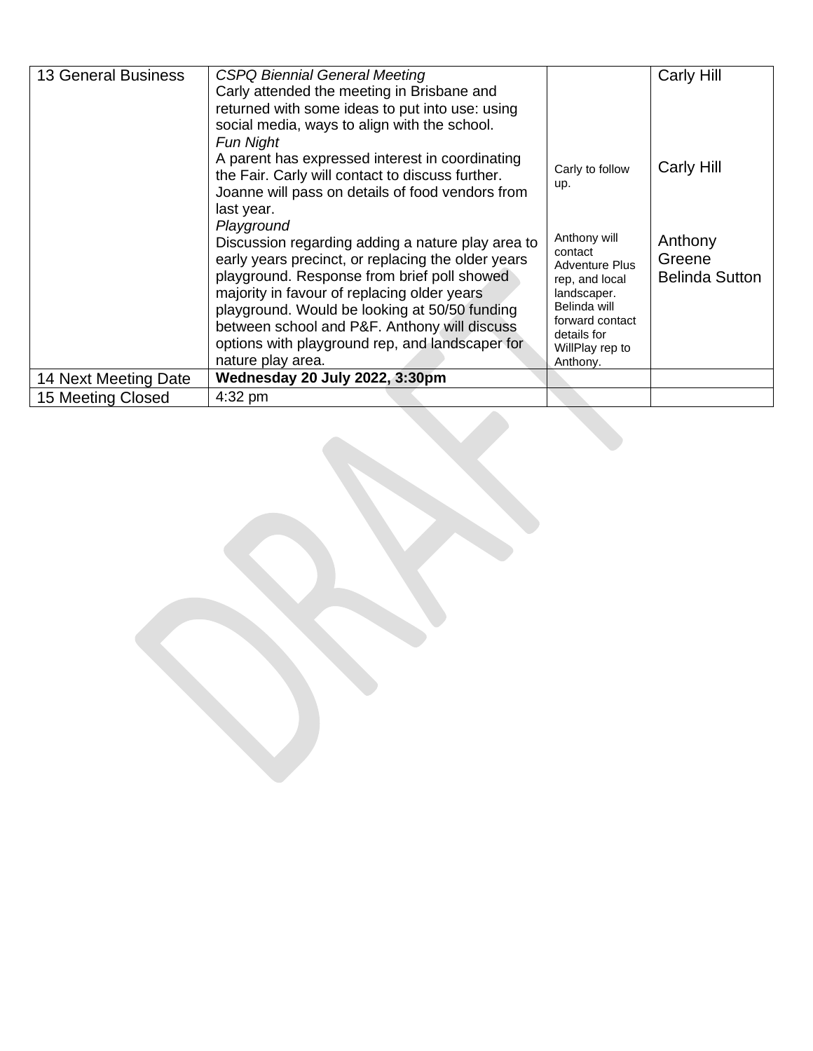| | | | |
|---|---|---|---|
| 13 General Business | *CSPQ Biennial General Meeting*<br>Carly attended the meeting in Brisbane and returned with some ideas to put into use: using social media, ways to align with the school.<br>*Fun Night*<br>A parent has expressed interest in coordinating the Fair. Carly will contact to discuss further. Joanne will pass on details of food vendors from last year.<br>*Playground*<br>Discussion regarding adding a nature play area to early years precinct, or replacing the older years playground. Response from brief poll showed majority in favour of replacing older years playground. Would be looking at 50/50 funding between school and P&F. Anthony will discuss options with playground rep, and landscaper for nature play area. | Carly to follow up.<br><br>Anthony will contact Adventure Plus rep, and local landscaper. Belinda will forward contact details for WillPlay rep to Anthony. | Carly Hill<br><br>Carly Hill<br><br>Anthony Greene<br>Belinda Sutton |
| 14 Next Meeting Date | **Wednesday 20 July 2022, 3:30pm** | | |
| 15 Meeting Closed | 4:32 pm | | |

DRAFT